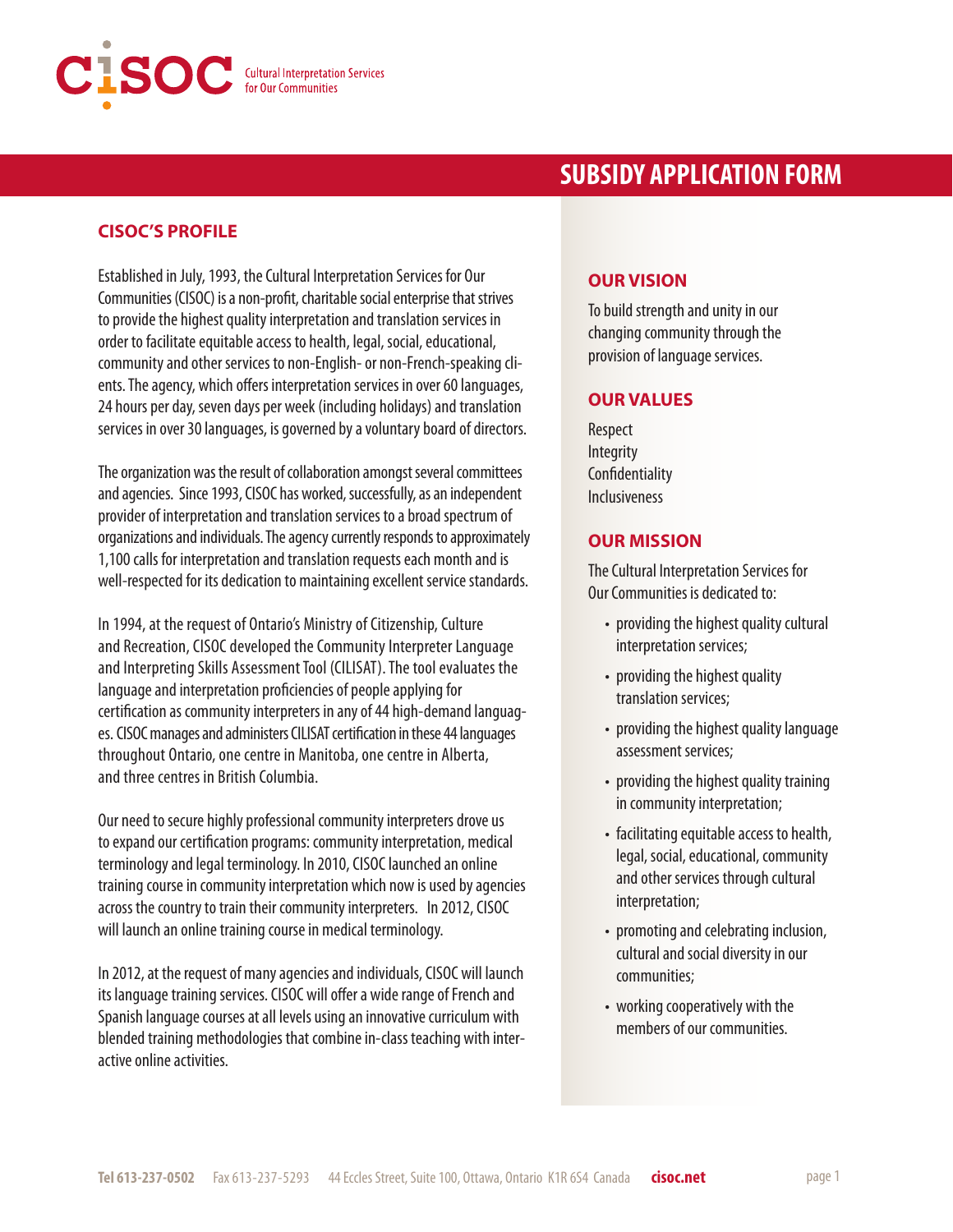CISOC Cultural Interpretation Services for Our Communities

# SUBSIDY APPLICATION FORM

## CISOC'S PROFILE

Established in July, 1993, the Cultural Interpretation Services for Our Communities (CISOC) is a non-profit, charitable social enterprise that strives to provide the highest quality interpretation and translation services in order to facilitate equitable access to health, legal, social, educational, community and other services to non-English- or non-French-speaking clients. The agency, which offers interpretation services in over 60 languages, 24 hours per day, seven days per week (including holidays) and translation services in over 30 languages, is governed by a voluntary board of directors.

The organization was the result of collaboration amongst several committees and agencies. Since 1993, CISOC has worked, successfully, as an independent provider of interpretation and translation services to a broad spectrum of organizations and individuals. The agency currently responds to approximately 1,100 calls for interpretation and translation requests each month and is well-respected for its dedication to maintaining excellent service standards.

In 1994, at the request of Ontario's Ministry of Citizenship, Culture and Recreation, CISOC developed the Community Interpreter Language and Interpreting Skills Assessment Tool (CILISAT). The tool evaluates the language and interpretation proficiencies of people applying for certification as community interpreters in any of 44 high-demand languages. CISOC manages and administers CILISAT certification in these 44 languages throughout Ontario, one centre in Manitoba, one centre in Alberta, and three centres in British Columbia.

Our need to secure highly professional community interpreters drove us to expand our certification programs: community interpretation, medical terminology and legal terminology. In 2010, CISOC launched an online training course in community interpretation which now is used by agencies across the country to train their community interpreters. In 2012, CISOC will launch an online training course in medical terminology.

In 2012, at the request of many agencies and individuals, CISOC will launch its language training services. CISOC will offer a wide range of French and Spanish language courses at all levels using an innovative curriculum with blended training methodologies that combine in-class teaching with interactive online activities.

## OUR VISION

To build strength and unity in our changing community through the provision of language services.

## OUR VALUES

Respect
Integrity
Confidentiality
Inclusiveness

## OUR MISSION

The Cultural Interpretation Services for Our Communities is dedicated to:

- providing the highest quality cultural interpretation services;
- providing the highest quality translation services;
- providing the highest quality language assessment services;
- providing the highest quality training in community interpretation;
- facilitating equitable access to health, legal, social, educational, community and other services through cultural interpretation;
- promoting and celebrating inclusion, cultural and social diversity in our communities;
- working cooperatively with the members of our communities.

**Tel 613-237-0502** Fax 613-237-5293 44 Eccles Street, Suite 100, Ottawa, Ontario K1R 6S4 Canada **cisoc.net**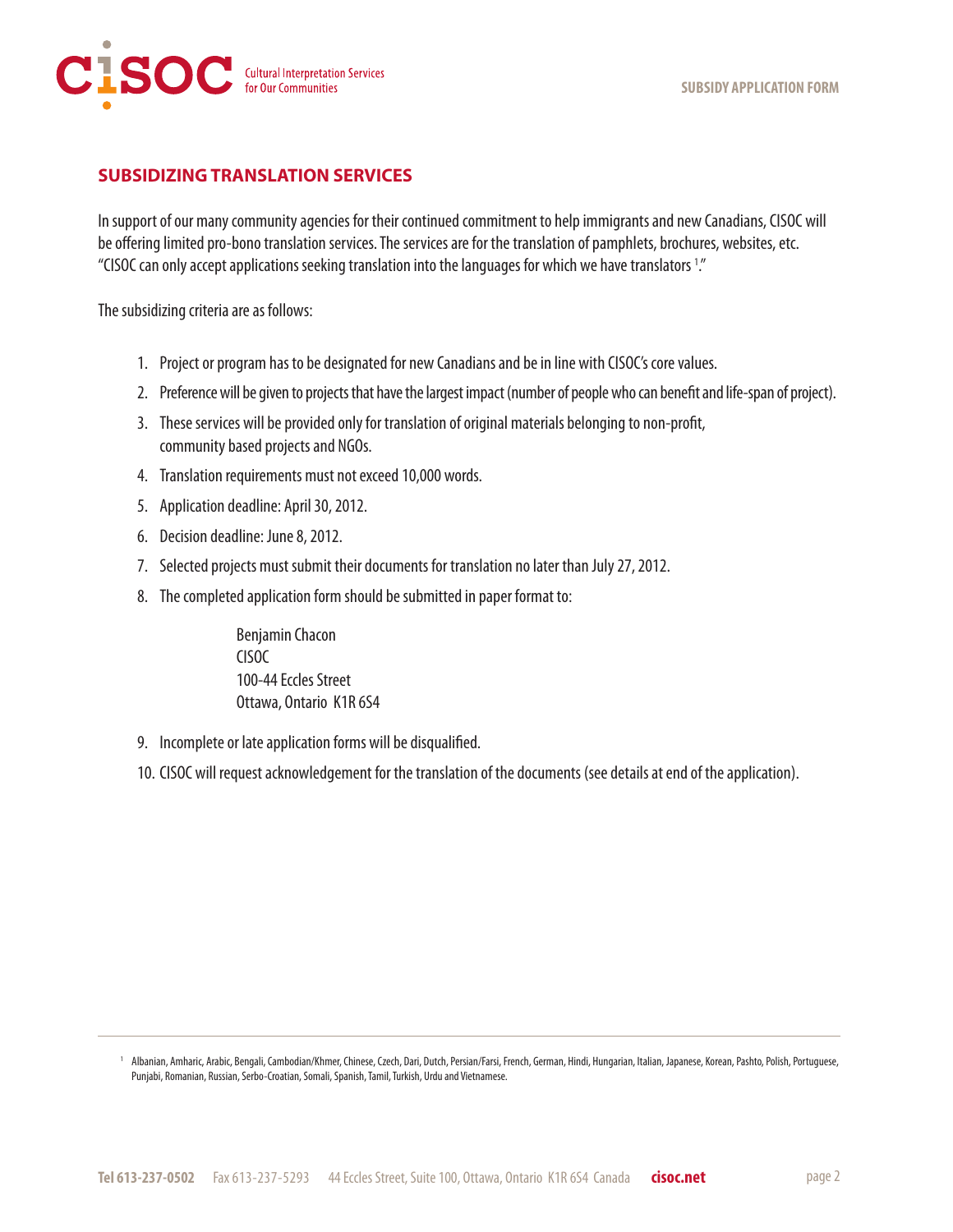## SUBSIDIZING TRANSLATION SERVICES

In support of our many community agencies for their continued commitment to help immigrants and new Canadians, CISOC will be offering limited pro-bono translation services. The services are for the translation of pamphlets, brochures, websites, etc. "CISOC can only accept applications seeking translation into the languages for which we have translators [1]."

The subsidizing criteria are as follows:

1. Project or program has to be designated for new Canadians and be in line with CISOC's core values.
2. Preference will be given to projects that have the largest impact (number of people who can benefit and life-span of project).
3. These services will be provided only for translation of original materials belonging to non-profit, community based projects and NGOs.
4. Translation requirements must not exceed 10,000 words.
5. Application deadline: April 30, 2012.
6. Decision deadline: June 8, 2012.
7. Selected projects must submit their documents for translation no later than July 27, 2012.
8. The completed application form should be submitted in paper format to:

   Benjamin Chacon
   CISOC
   100-44 Eccles Street
   Ottawa, Ontario K1R 6S4

9. Incomplete or late application forms will be disqualified.
10. CISOC will request acknowledgement for the translation of the documents (see details at end of the application).

---

[1] Albanian, Amharic, Arabic, Bengali, Cambodian/Khmer, Chinese, Czech, Dari, Dutch, Persian/Farsi, French, German, Hindi, Hungarian, Italian, Japanese, Korean, Pashto, Polish, Portuguese, Punjabi, Romanian, Russian, Serbo-Croatian, Somali, Spanish, Tamil, Turkish, Urdu and Vietnamese.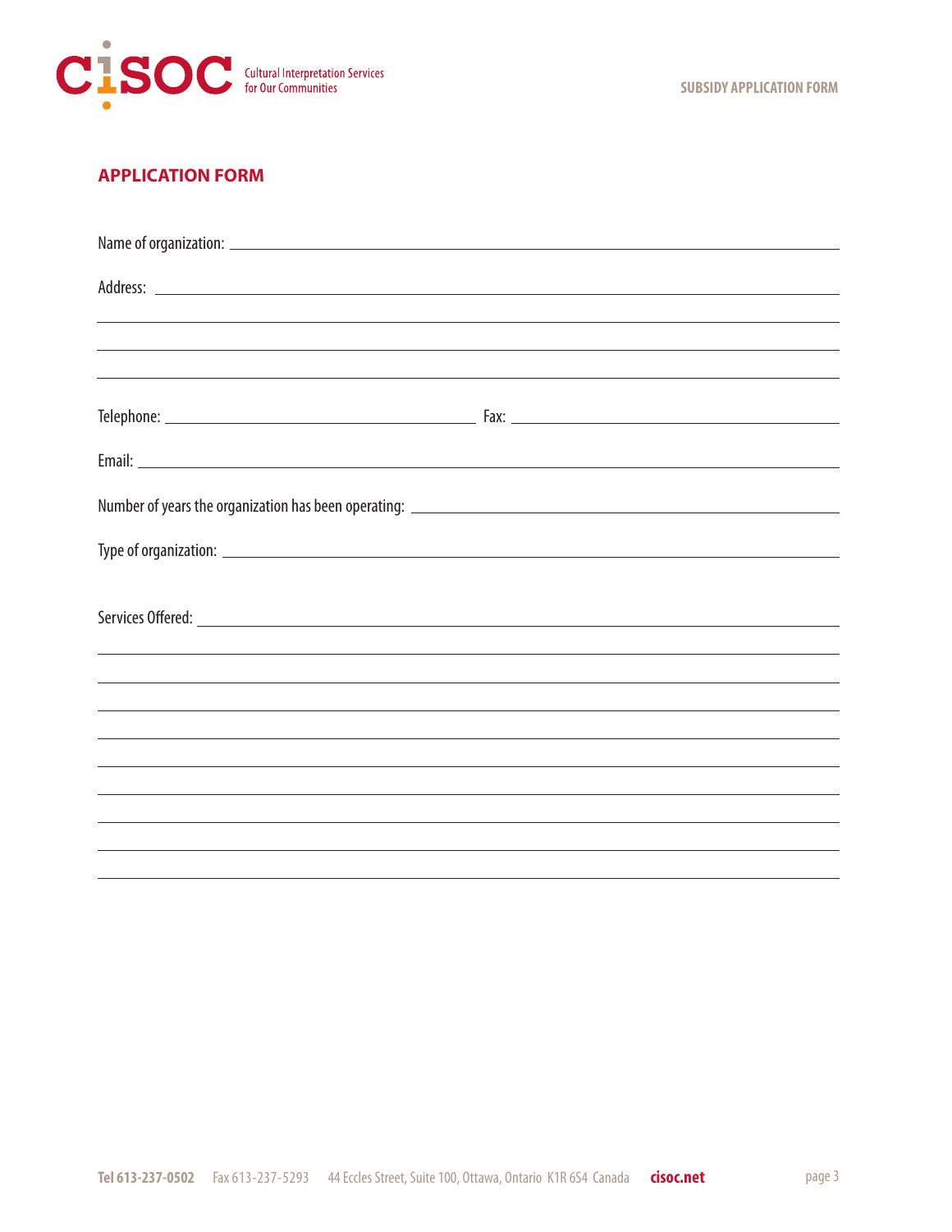## APPLICATION FORM

Name of organization: ______________________________________________

Address: ______________________________________________

______________________________________________

______________________________________________

______________________________________________

Telephone: ______________________ Fax: ______________________

Email: ______________________________________________

Number of years the organization has been operating: ______________________

Type of organization: ______________________________________________

Services Offered: ______________________________________________

______________________________________________

______________________________________________

______________________________________________

______________________________________________

______________________________________________

______________________________________________

______________________________________________

______________________________________________

______________________________________________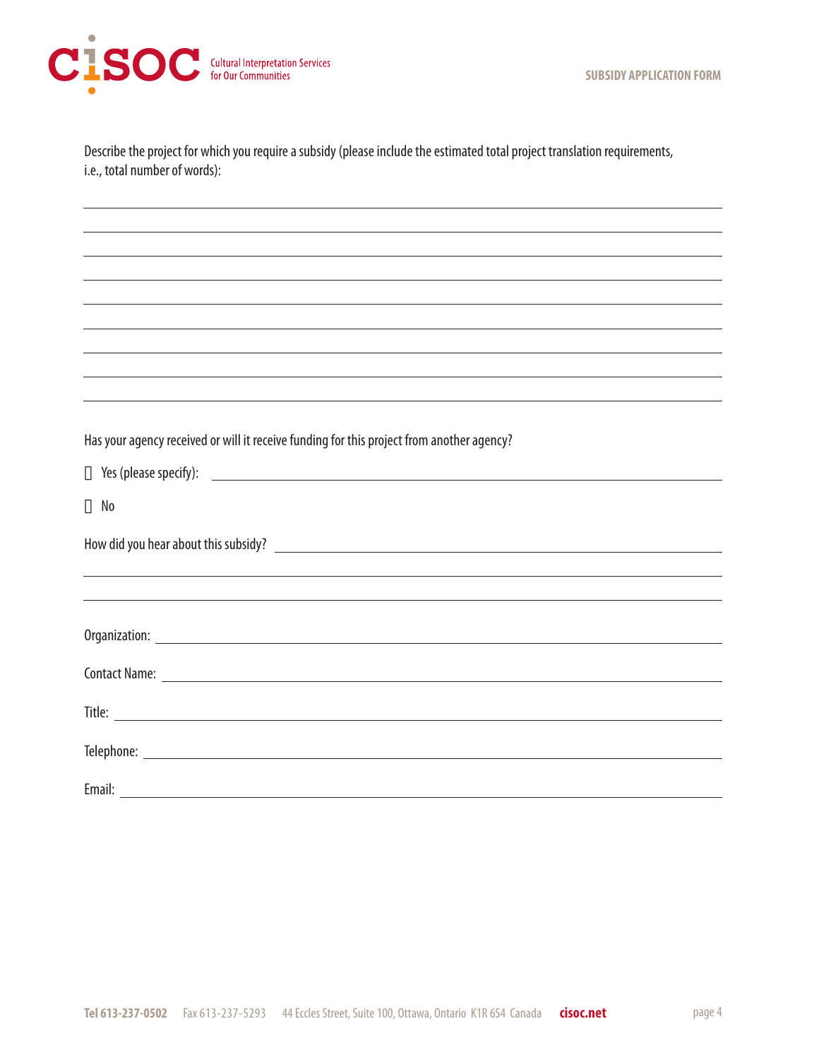Describe the project for which you require a subsidy (please include the estimated total project translation requirements, i.e., total number of words):

Has your agency received or will it receive funding for this project from another agency?

☐ Yes (please specify): \_\_\_\_\_\_\_\_\_\_\_\_\_\_\_\_\_\_\_\_

☐ No

How did you hear about this subsidy? \_\_\_\_\_\_\_\_\_\_\_\_\_\_\_\_\_\_\_\_

Organization: \_\_\_\_\_\_\_\_\_\_\_\_\_\_\_\_\_\_\_\_

Contact Name: \_\_\_\_\_\_\_\_\_\_\_\_\_\_\_\_\_\_\_\_

Title: \_\_\_\_\_\_\_\_\_\_\_\_\_\_\_\_\_\_\_\_

Telephone: \_\_\_\_\_\_\_\_\_\_\_\_\_\_\_\_\_\_\_\_

Email: \_\_\_\_\_\_\_\_\_\_\_\_\_\_\_\_\_\_\_\_